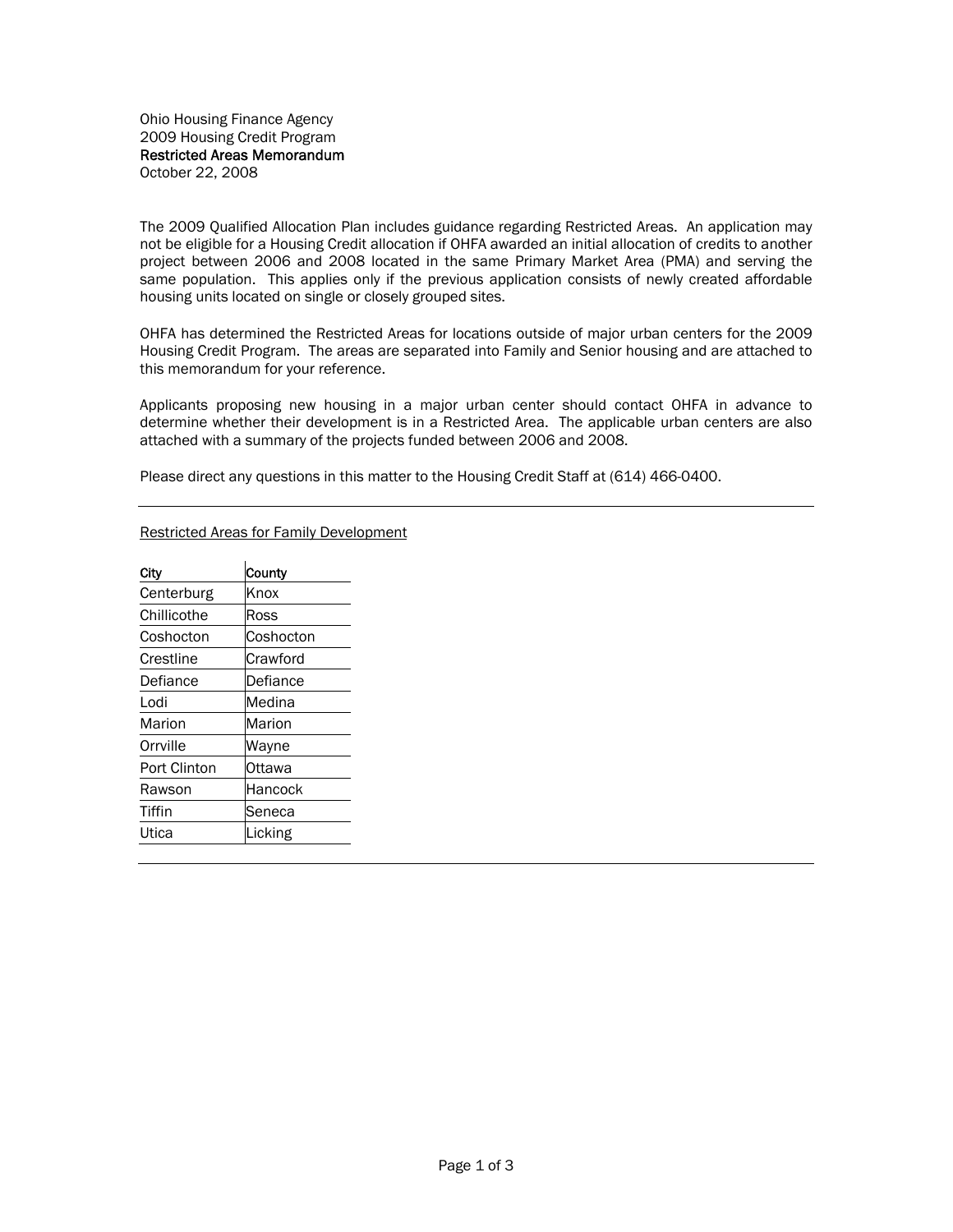Ohio Housing Finance Agency
2009 Housing Credit Program
Restricted Areas Memorandum
October 22, 2008

The 2009 Qualified Allocation Plan includes guidance regarding Restricted Areas. An application may not be eligible for a Housing Credit allocation if OHFA awarded an initial allocation of credits to another project between 2006 and 2008 located in the same Primary Market Area (PMA) and serving the same population. This applies only if the previous application consists of newly created affordable housing units located on single or closely grouped sites.

OHFA has determined the Restricted Areas for locations outside of major urban centers for the 2009 Housing Credit Program. The areas are separated into Family and Senior housing and are attached to this memorandum for your reference.

Applicants proposing new housing in a major urban center should contact OHFA in advance to determine whether their development is in a Restricted Area. The applicable urban centers are also attached with a summary of the projects funded between 2006 and 2008.

Please direct any questions in this matter to the Housing Credit Staff at (614) 466-0400.

---

Restricted Areas for Family Development

| City | County |
|---|---|
| Centerburg | Knox |
| Chillicothe | Ross |
| Coshocton | Coshocton |
| Crestline | Crawford |
| Defiance | Defiance |
| Lodi | Medina |
| Marion | Marion |
| Orrville | Wayne |
| Port Clinton | Ottawa |
| Rawson | Hancock |
| Tiffin | Seneca |
| Utica | Licking |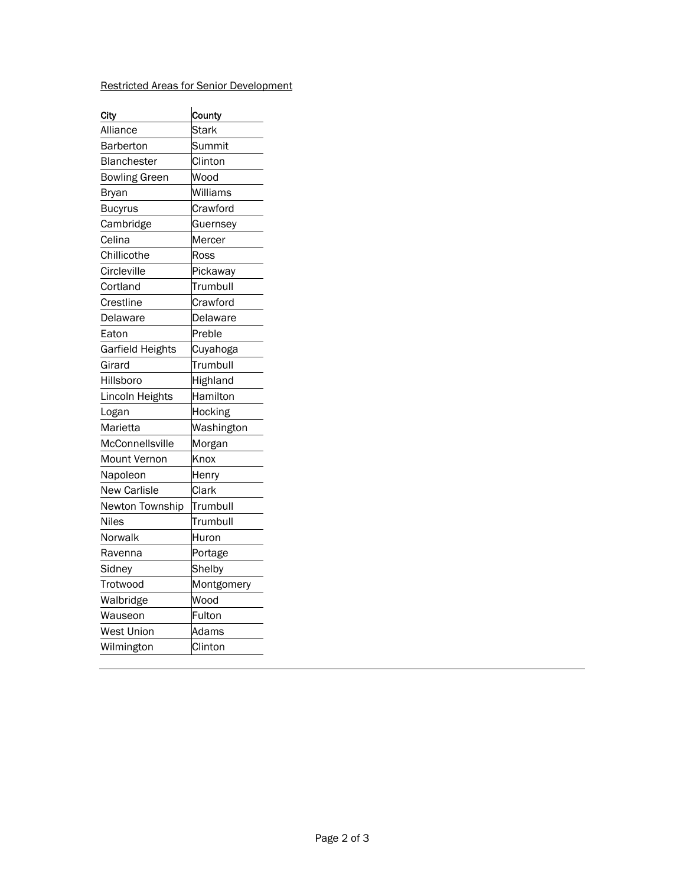<u>Restricted Areas for Senior Development</u>

| City | County |
| --- | --- |
| Alliance | Stark |
| Barberton | Summit |
| Blanchester | Clinton |
| Bowling Green | Wood |
| Bryan | Williams |
| Bucyrus | Crawford |
| Cambridge | Guernsey |
| Celina | Mercer |
| Chillicothe | Ross |
| Circleville | Pickaway |
| Cortland | Trumbull |
| Crestline | Crawford |
| Delaware | Delaware |
| Eaton | Preble |
| Garfield Heights | Cuyahoga |
| Girard | Trumbull |
| Hillsboro | Highland |
| Lincoln Heights | Hamilton |
| Logan | Hocking |
| Marietta | Washington |
| McConnellsville | Morgan |
| Mount Vernon | Knox |
| Napoleon | Henry |
| New Carlisle | Clark |
| Newton Township | Trumbull |
| Niles | Trumbull |
| Norwalk | Huron |
| Ravenna | Portage |
| Sidney | Shelby |
| Trotwood | Montgomery |
| Walbridge | Wood |
| Wauseon | Fulton |
| West Union | Adams |
| Wilmington | Clinton |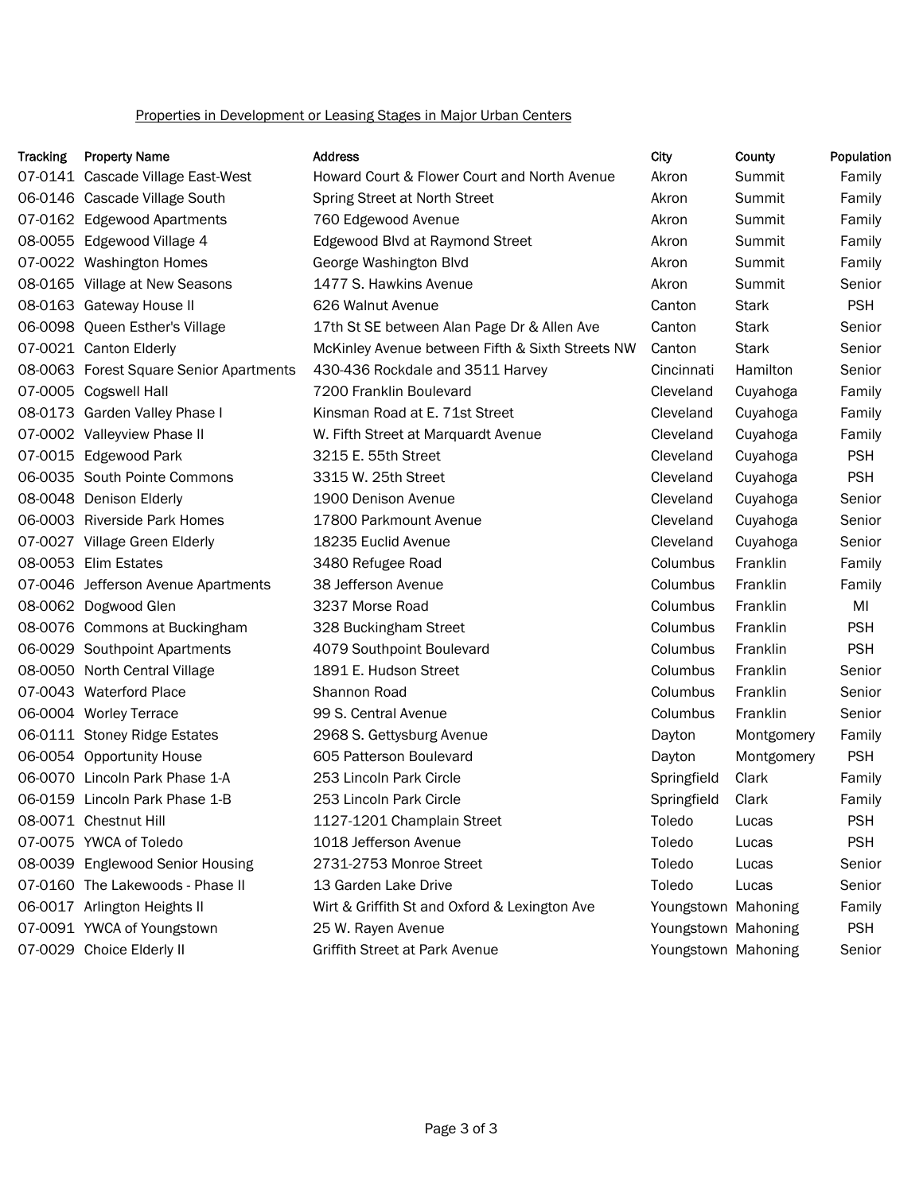Properties in Development or Leasing Stages in Major Urban Centers

| Tracking | Property Name | Address | City | County | Population |
|---|---|---|---|---|---|
| 07-0141 | Cascade Village East-West | Howard Court & Flower Court and North Avenue | Akron | Summit | Family |
| 06-0146 | Cascade Village South | Spring Street at North Street | Akron | Summit | Family |
| 07-0162 | Edgewood Apartments | 760 Edgewood Avenue | Akron | Summit | Family |
| 08-0055 | Edgewood Village 4 | Edgewood Blvd at Raymond Street | Akron | Summit | Family |
| 07-0022 | Washington Homes | George Washington Blvd | Akron | Summit | Family |
| 08-0165 | Village at New Seasons | 1477 S. Hawkins Avenue | Akron | Summit | Senior |
| 08-0163 | Gateway House II | 626 Walnut Avenue | Canton | Stark | PSH |
| 06-0098 | Queen Esther's Village | 17th St SE between Alan Page Dr & Allen Ave | Canton | Stark | Senior |
| 07-0021 | Canton Elderly | McKinley Avenue between Fifth & Sixth Streets NW | Canton | Stark | Senior |
| 08-0063 | Forest Square Senior Apartments | 430-436 Rockdale and 3511 Harvey | Cincinnati | Hamilton | Senior |
| 07-0005 | Cogswell Hall | 7200 Franklin Boulevard | Cleveland | Cuyahoga | Family |
| 08-0173 | Garden Valley Phase I | Kinsman Road at E. 71st Street | Cleveland | Cuyahoga | Family |
| 07-0002 | Valleyview Phase II | W. Fifth Street at Marquardt Avenue | Cleveland | Cuyahoga | Family |
| 07-0015 | Edgewood Park | 3215 E. 55th Street | Cleveland | Cuyahoga | PSH |
| 06-0035 | South Pointe Commons | 3315 W. 25th Street | Cleveland | Cuyahoga | PSH |
| 08-0048 | Denison Elderly | 1900 Denison Avenue | Cleveland | Cuyahoga | Senior |
| 06-0003 | Riverside Park Homes | 17800 Parkmount Avenue | Cleveland | Cuyahoga | Senior |
| 07-0027 | Village Green Elderly | 18235 Euclid Avenue | Cleveland | Cuyahoga | Senior |
| 08-0053 | Elim Estates | 3480 Refugee Road | Columbus | Franklin | Family |
| 07-0046 | Jefferson Avenue Apartments | 38 Jefferson Avenue | Columbus | Franklin | Family |
| 08-0062 | Dogwood Glen | 3237 Morse Road | Columbus | Franklin | MI |
| 08-0076 | Commons at Buckingham | 328 Buckingham Street | Columbus | Franklin | PSH |
| 06-0029 | Southpoint Apartments | 4079 Southpoint Boulevard | Columbus | Franklin | PSH |
| 08-0050 | North Central Village | 1891 E. Hudson Street | Columbus | Franklin | Senior |
| 07-0043 | Waterford Place | Shannon Road | Columbus | Franklin | Senior |
| 06-0004 | Worley Terrace | 99 S. Central Avenue | Columbus | Franklin | Senior |
| 06-0111 | Stoney Ridge Estates | 2968 S. Gettysburg Avenue | Dayton | Montgomery | Family |
| 06-0054 | Opportunity House | 605 Patterson Boulevard | Dayton | Montgomery | PSH |
| 06-0070 | Lincoln Park Phase 1-A | 253 Lincoln Park Circle | Springfield | Clark | Family |
| 06-0159 | Lincoln Park Phase 1-B | 253 Lincoln Park Circle | Springfield | Clark | Family |
| 08-0071 | Chestnut Hill | 1127-1201 Champlain Street | Toledo | Lucas | PSH |
| 07-0075 | YWCA of Toledo | 1018 Jefferson Avenue | Toledo | Lucas | PSH |
| 08-0039 | Englewood Senior Housing | 2731-2753 Monroe Street | Toledo | Lucas | Senior |
| 07-0160 | The Lakewoods - Phase II | 13 Garden Lake Drive | Toledo | Lucas | Senior |
| 06-0017 | Arlington Heights II | Wirt & Griffith St and Oxford & Lexington Ave | Youngstown | Mahoning | Family |
| 07-0091 | YWCA of Youngstown | 25 W. Rayen Avenue | Youngstown | Mahoning | PSH |
| 07-0029 | Choice Elderly II | Griffith Street at Park Avenue | Youngstown | Mahoning | Senior |